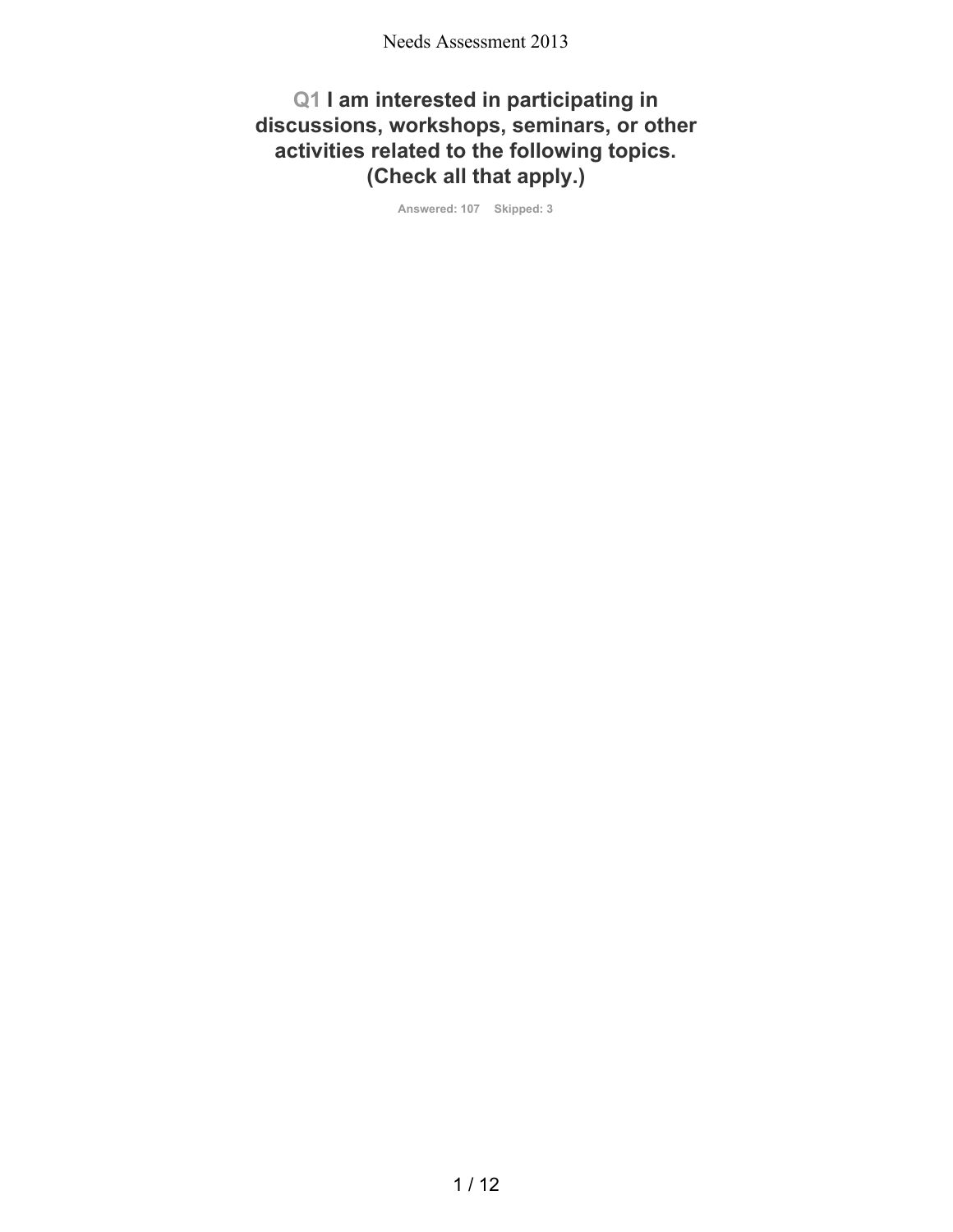## Q1 I am interested in participating in discussions, workshops, seminars, or other activities related to the following topics. (Check all that apply.)

Answered: 107 Skipped: 3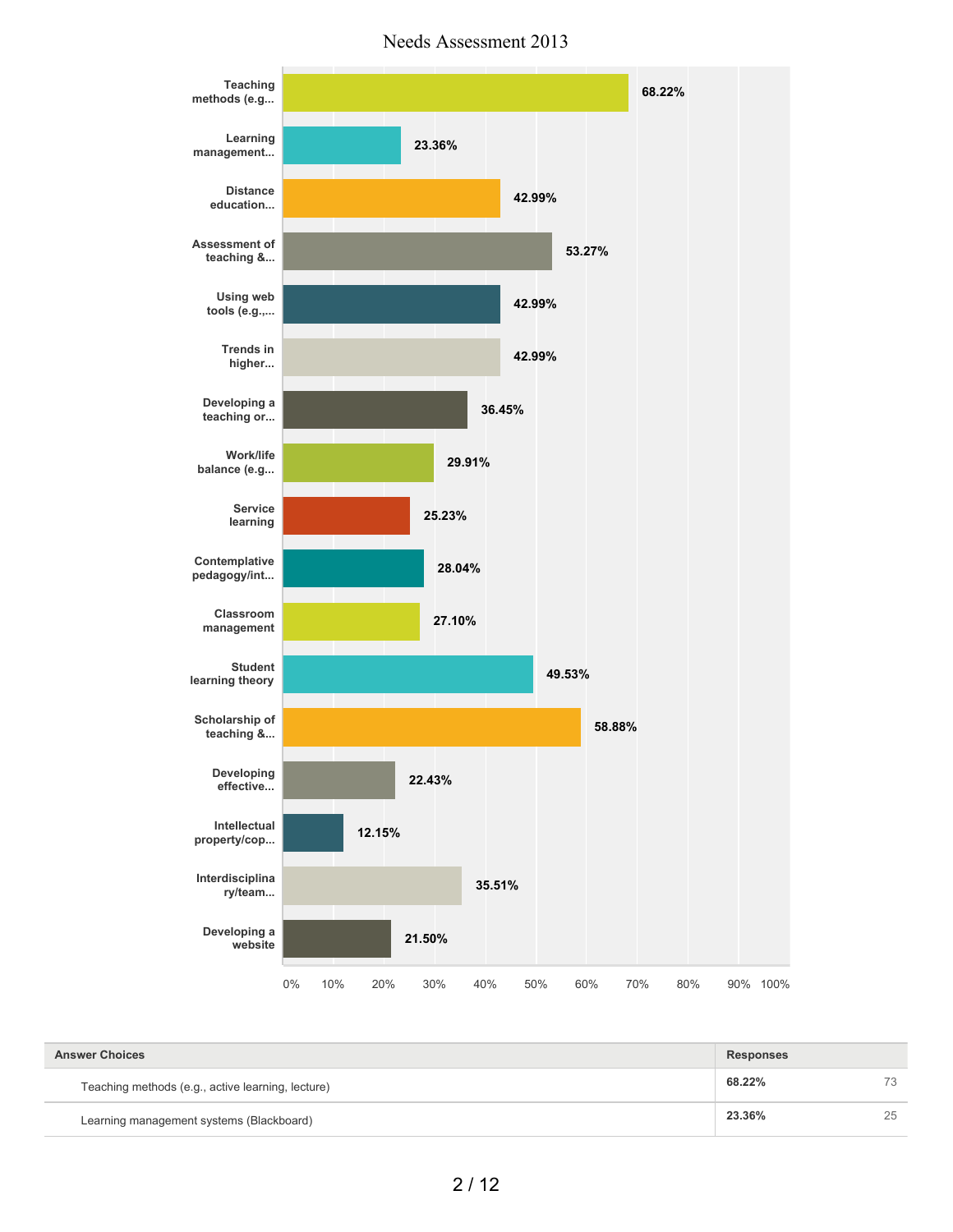# Needs Assessment 2013

| Category | Percentage |
|---|---|
| Teaching methods (e.g... | 68.22% |
| Learning management... | 23.36% |
| Distance education... | 42.99% |
| Assessment of teaching &... | 53.27% |
| Using web tools (e.g.,... | 42.99% |
| Trends in higher... | 42.99% |
| Developing a teaching or... | 36.45% |
| Work/life balance (e.g... | 29.91% |
| Service learning | 25.23% |
| Contemplative pedagogy/int... | 28.04% |
| Classroom management | 27.10% |
| Student learning theory | 49.53% |
| Scholarship of teaching &... | 58.88% |
| Developing effective... | 22.43% |
| Intellectual property/cop... | 12.15% |
| Interdisciplinary/team... | 35.51% |
| Developing a website | 21.50% |

| Answer Choices | Responses | |
|---|---|---|
| Teaching methods (e.g., active learning, lecture) | **68.22%** | 73 |
| Learning management systems (Blackboard) | **23.36%** | 25 |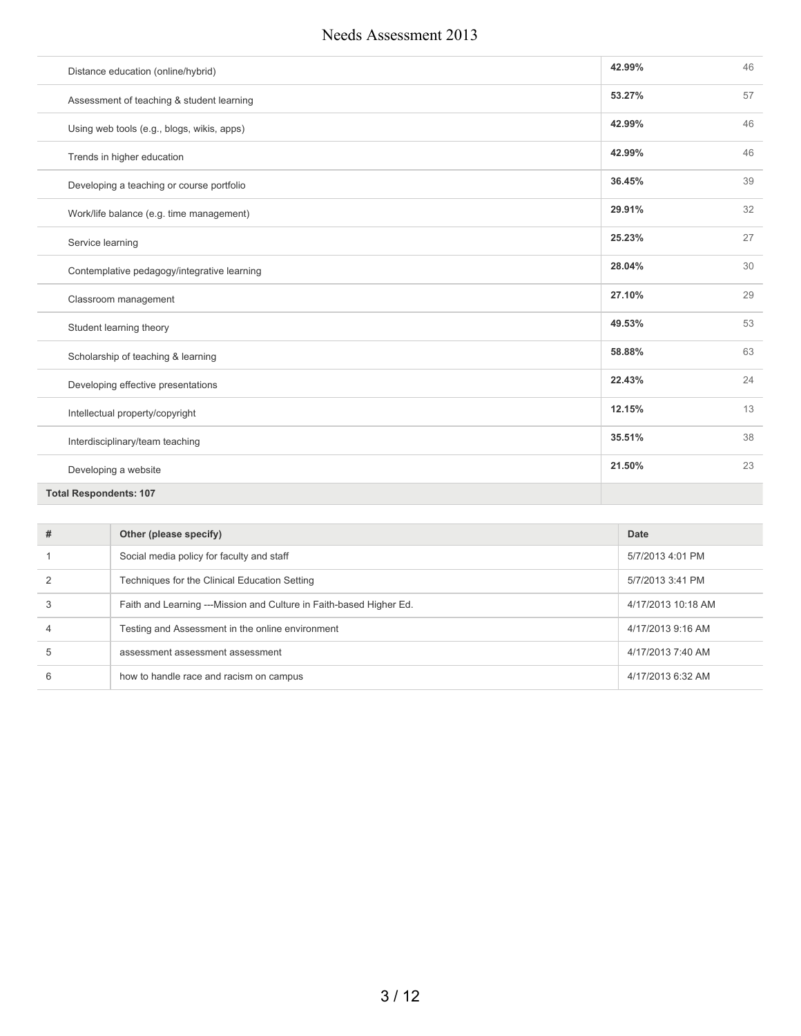| | | |
|---|---|---|
| Distance education (online/hybrid) | **42.99%** | 46 |
| Assessment of teaching & student learning | **53.27%** | 57 |
| Using web tools (e.g., blogs, wikis, apps) | **42.99%** | 46 |
| Trends in higher education | **42.99%** | 46 |
| Developing a teaching or course portfolio | **36.45%** | 39 |
| Work/life balance (e.g. time management) | **29.91%** | 32 |
| Service learning | **25.23%** | 27 |
| Contemplative pedagogy/integrative learning | **28.04%** | 30 |
| Classroom management | **27.10%** | 29 |
| Student learning theory | **49.53%** | 53 |
| Scholarship of teaching & learning | **58.88%** | 63 |
| Developing effective presentations | **22.43%** | 24 |
| Intellectual property/copyright | **12.15%** | 13 |
| Interdisciplinary/team teaching | **35.51%** | 38 |
| Developing a website | **21.50%** | 23 |
| **Total Respondents: 107** | | |

| # | Other (please specify) | Date |
|---|---|---|
| 1 | Social media policy for faculty and staff | 5/7/2013 4:01 PM |
| 2 | Techniques for the Clinical Education Setting | 5/7/2013 3:41 PM |
| 3 | Faith and Learning ---Mission and Culture in Faith-based Higher Ed. | 4/17/2013 10:18 AM |
| 4 | Testing and Assessment in the online environment | 4/17/2013 9:16 AM |
| 5 | assessment assessment assessment | 4/17/2013 7:40 AM |
| 6 | how to handle race and racism on campus | 4/17/2013 6:32 AM |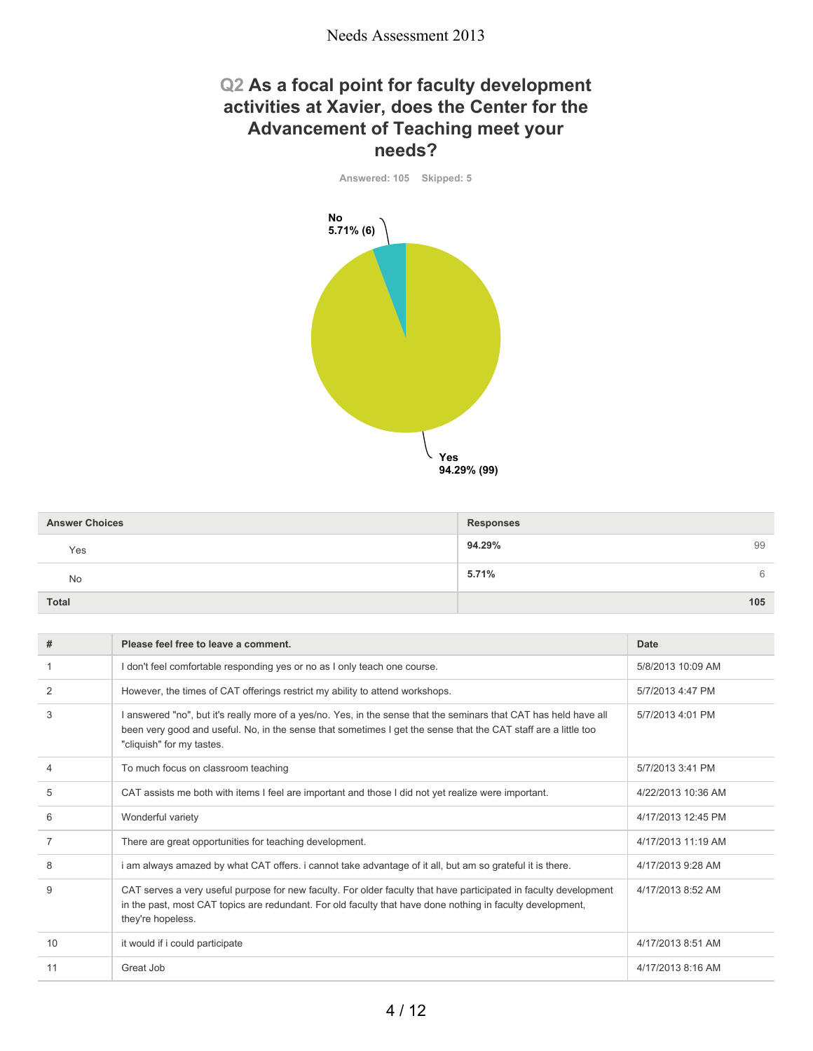## Q2 As a focal point for faculty development activities at Xavier, does the Center for the Advancement of Teaching meet your needs?

Answered: 105 Skipped: 5

No 5.71% (6)

Yes 94.29% (99)

| Answer Choices | Responses | |
|---|---|---|
| Yes | 94.29% | 99 |
| No | 5.71% | 6 |
| **Total** | | **105** |

| # | Please feel free to leave a comment. | Date |
|---|---|---|
| 1 | I don't feel comfortable responding yes or no as I only teach one course. | 5/8/2013 10:09 AM |
| 2 | However, the times of CAT offerings restrict my ability to attend workshops. | 5/7/2013 4:47 PM |
| 3 | I answered "no", but it's really more of a yes/no. Yes, in the sense that the seminars that CAT has held have all been very good and useful. No, in the sense that sometimes I get the sense that the CAT staff are a little too "cliquish" for my tastes. | 5/7/2013 4:01 PM |
| 4 | To much focus on classroom teaching | 5/7/2013 3:41 PM |
| 5 | CAT assists me both with items I feel are important and those I did not yet realize were important. | 4/22/2013 10:36 AM |
| 6 | Wonderful variety | 4/17/2013 12:45 PM |
| 7 | There are great opportunities for teaching development. | 4/17/2013 11:19 AM |
| 8 | i am always amazed by what CAT offers. i cannot take advantage of it all, but am so grateful it is there. | 4/17/2013 9:28 AM |
| 9 | CAT serves a very useful purpose for new faculty. For older faculty that have participated in faculty development in the past, most CAT topics are redundant. For old faculty that have done nothing in faculty development, they're hopeless. | 4/17/2013 8:52 AM |
| 10 | it would if i could participate | 4/17/2013 8:51 AM |
| 11 | Great Job | 4/17/2013 8:16 AM |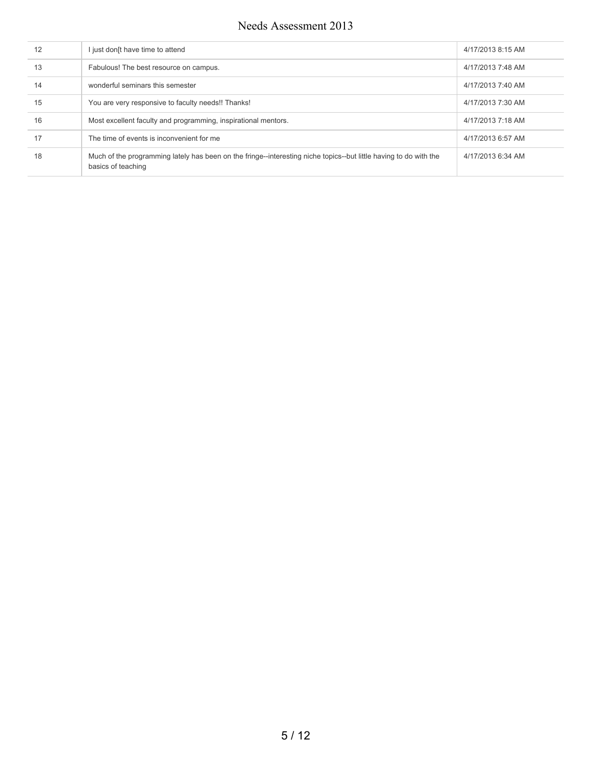| | | |
|---|---|---|
| 12 | I just don[t have time to attend | 4/17/2013 8:15 AM |
| 13 | Fabulous! The best resource on campus. | 4/17/2013 7:48 AM |
| 14 | wonderful seminars this semester | 4/17/2013 7:40 AM |
| 15 | You are very responsive to faculty needs!! Thanks! | 4/17/2013 7:30 AM |
| 16 | Most excellent faculty and programming, inspirational mentors. | 4/17/2013 7:18 AM |
| 17 | The time of events is inconvenient for me | 4/17/2013 6:57 AM |
| 18 | Much of the programming lately has been on the fringe--interesting niche topics--but little having to do with the basics of teaching | 4/17/2013 6:34 AM |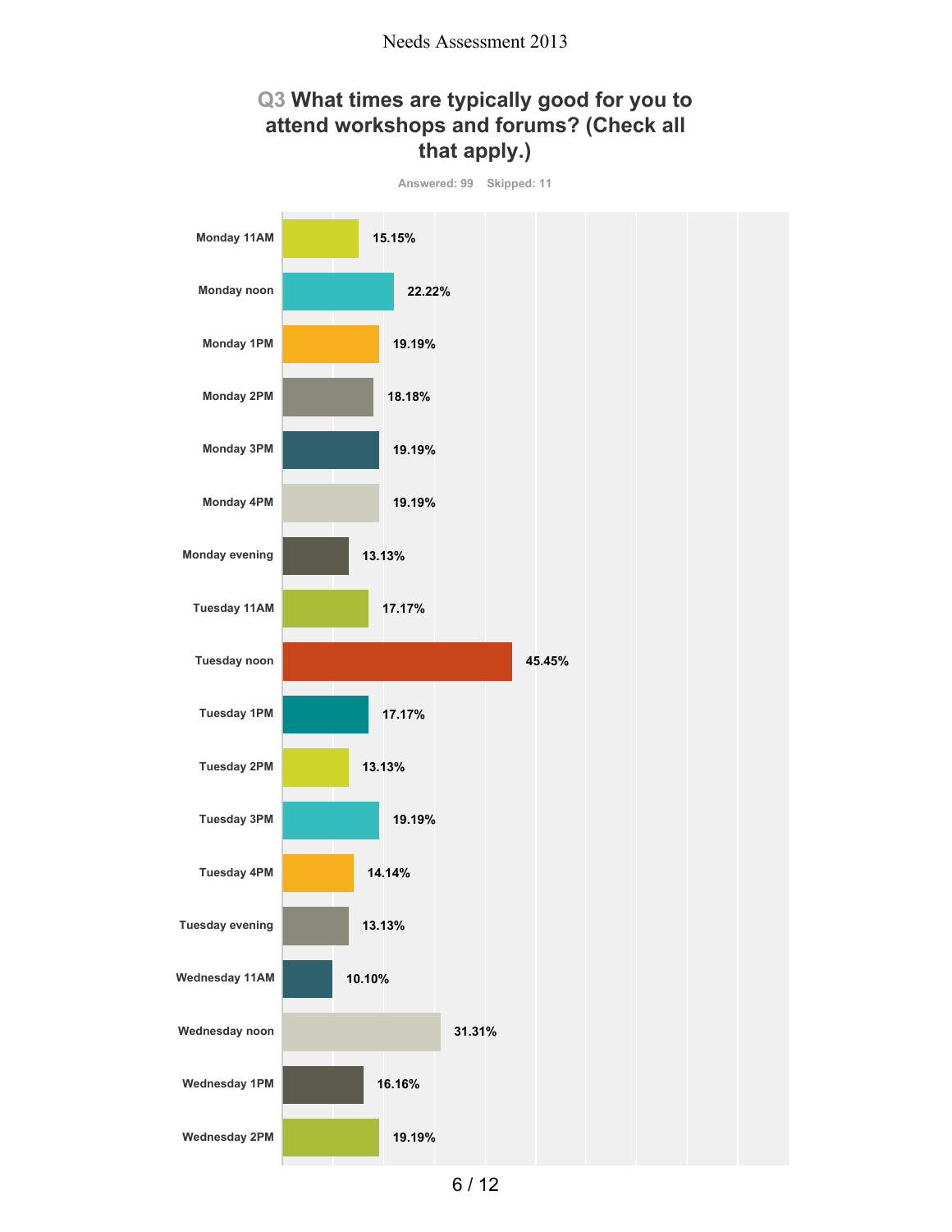## Q3 What times are typically good for you to attend workshops and forums? (Check all that apply.)

Answered: 99 Skipped: 11

| Time | Percentage |
|---|---|
| Monday 11AM | 15.15% |
| Monday noon | 22.22% |
| Monday 1PM | 19.19% |
| Monday 2PM | 18.18% |
| Monday 3PM | 19.19% |
| Monday 4PM | 19.19% |
| Monday evening | 13.13% |
| Tuesday 11AM | 17.17% |
| Tuesday noon | 45.45% |
| Tuesday 1PM | 17.17% |
| Tuesday 2PM | 13.13% |
| Tuesday 3PM | 19.19% |
| Tuesday 4PM | 14.14% |
| Tuesday evening | 13.13% |
| Wednesday 11AM | 10.10% |
| Wednesday noon | 31.31% |
| Wednesday 1PM | 16.16% |
| Wednesday 2PM | 19.19% |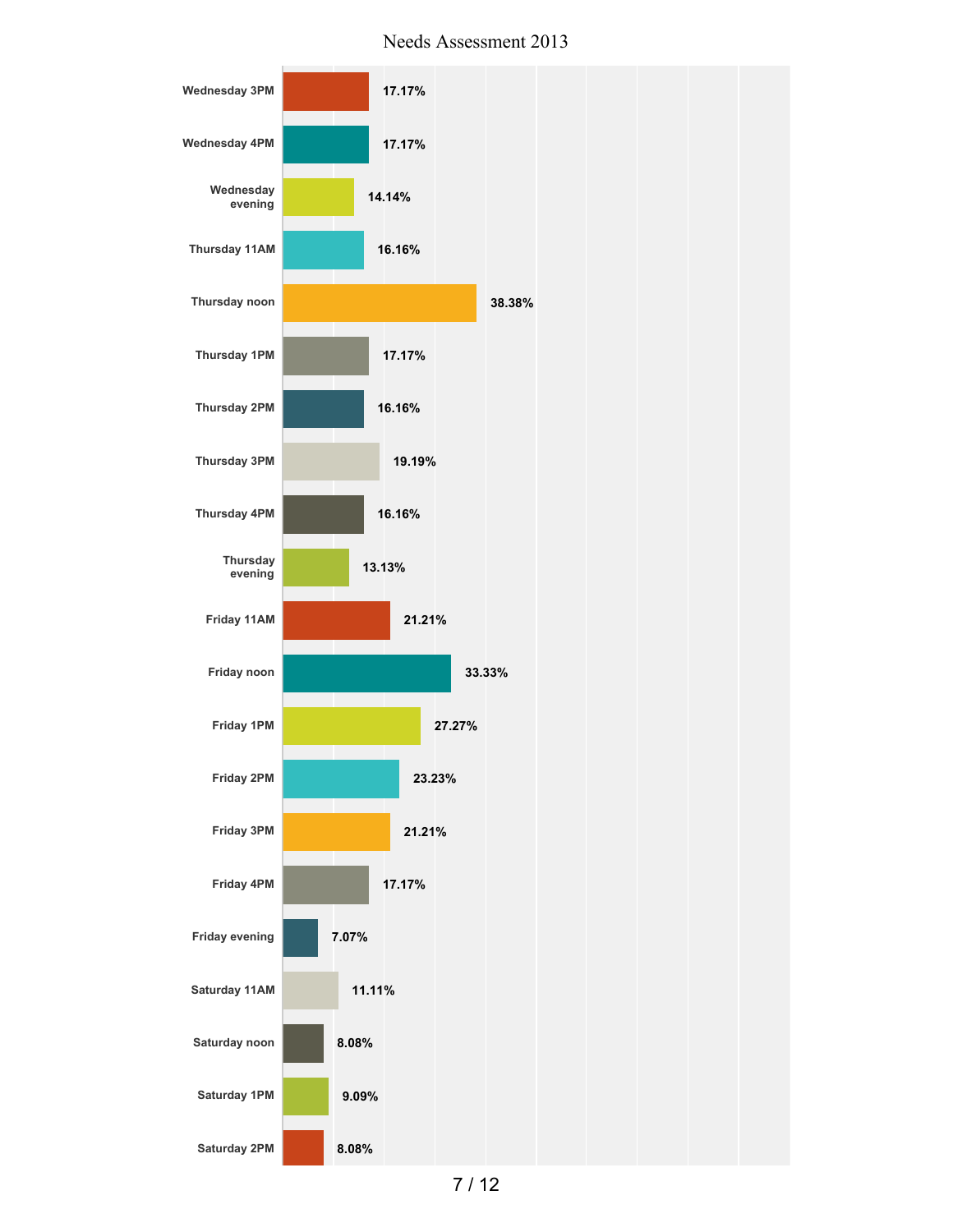| Option | Percentage |
| --- | --- |
| Wednesday 3PM | 17.17% |
| Wednesday 4PM | 17.17% |
| Wednesday evening | 14.14% |
| Thursday 11AM | 16.16% |
| Thursday noon | 38.38% |
| Thursday 1PM | 17.17% |
| Thursday 2PM | 16.16% |
| Thursday 3PM | 19.19% |
| Thursday 4PM | 16.16% |
| Thursday evening | 13.13% |
| Friday 11AM | 21.21% |
| Friday noon | 33.33% |
| Friday 1PM | 27.27% |
| Friday 2PM | 23.23% |
| Friday 3PM | 21.21% |
| Friday 4PM | 17.17% |
| Friday evening | 7.07% |
| Saturday 11AM | 11.11% |
| Saturday noon | 8.08% |
| Saturday 1PM | 9.09% |
| Saturday 2PM | 8.08% |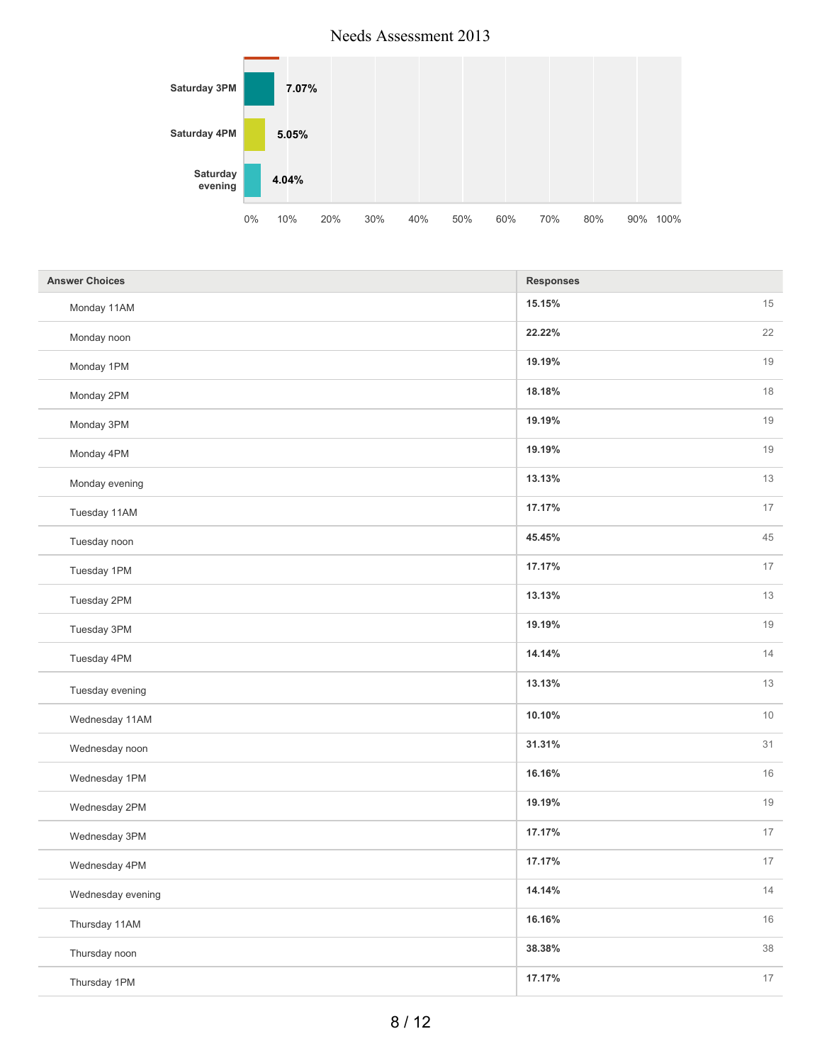# Needs Assessment 2013

| Answer Choices | Responses | |
|---|---|---|
| Saturday 3PM | 7.07% | |
| Saturday 4PM | 5.05% | |
| Saturday evening | 4.04% | |

| Answer Choices | Responses | |
|---|---|---|
| Monday 11AM | 15.15% | 15 |
| Monday noon | 22.22% | 22 |
| Monday 1PM | 19.19% | 19 |
| Monday 2PM | 18.18% | 18 |
| Monday 3PM | 19.19% | 19 |
| Monday 4PM | 19.19% | 19 |
| Monday evening | 13.13% | 13 |
| Tuesday 11AM | 17.17% | 17 |
| Tuesday noon | 45.45% | 45 |
| Tuesday 1PM | 17.17% | 17 |
| Tuesday 2PM | 13.13% | 13 |
| Tuesday 3PM | 19.19% | 19 |
| Tuesday 4PM | 14.14% | 14 |
| Tuesday evening | 13.13% | 13 |
| Wednesday 11AM | 10.10% | 10 |
| Wednesday noon | 31.31% | 31 |
| Wednesday 1PM | 16.16% | 16 |
| Wednesday 2PM | 19.19% | 19 |
| Wednesday 3PM | 17.17% | 17 |
| Wednesday 4PM | 17.17% | 17 |
| Wednesday evening | 14.14% | 14 |
| Thursday 11AM | 16.16% | 16 |
| Thursday noon | 38.38% | 38 |
| Thursday 1PM | 17.17% | 17 |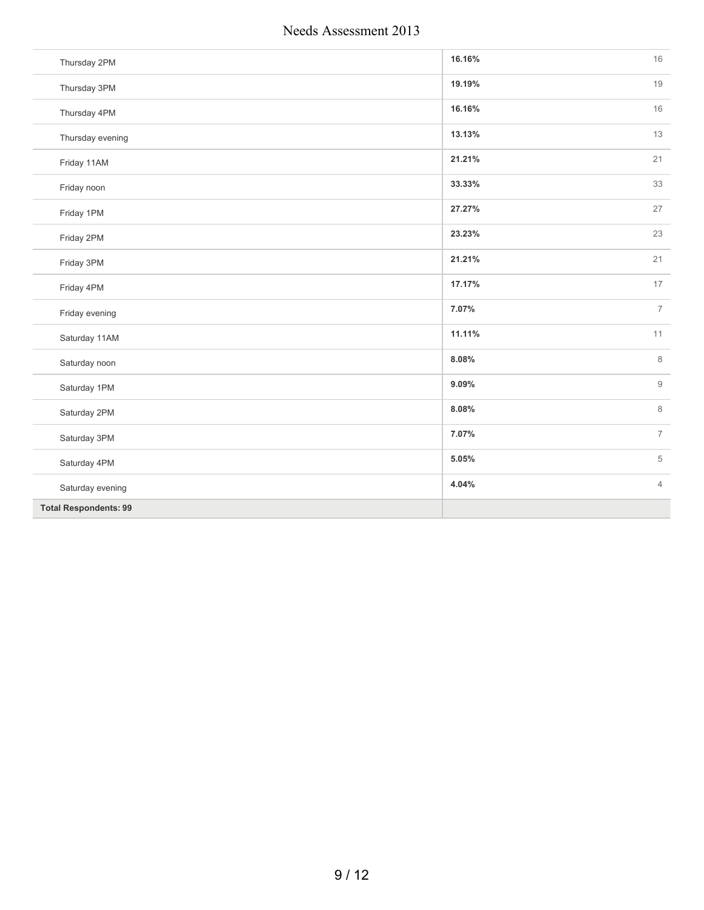| | | |
|---|---|---|
| Thursday 2PM | 16.16% | 16 |
| Thursday 3PM | 19.19% | 19 |
| Thursday 4PM | 16.16% | 16 |
| Thursday evening | 13.13% | 13 |
| Friday 11AM | 21.21% | 21 |
| Friday noon | 33.33% | 33 |
| Friday 1PM | 27.27% | 27 |
| Friday 2PM | 23.23% | 23 |
| Friday 3PM | 21.21% | 21 |
| Friday 4PM | 17.17% | 17 |
| Friday evening | 7.07% | 7 |
| Saturday 11AM | 11.11% | 11 |
| Saturday noon | 8.08% | 8 |
| Saturday 1PM | 9.09% | 9 |
| Saturday 2PM | 8.08% | 8 |
| Saturday 3PM | 7.07% | 7 |
| Saturday 4PM | 5.05% | 5 |
| Saturday evening | 4.04% | 4 |
| **Total Respondents: 99** | | |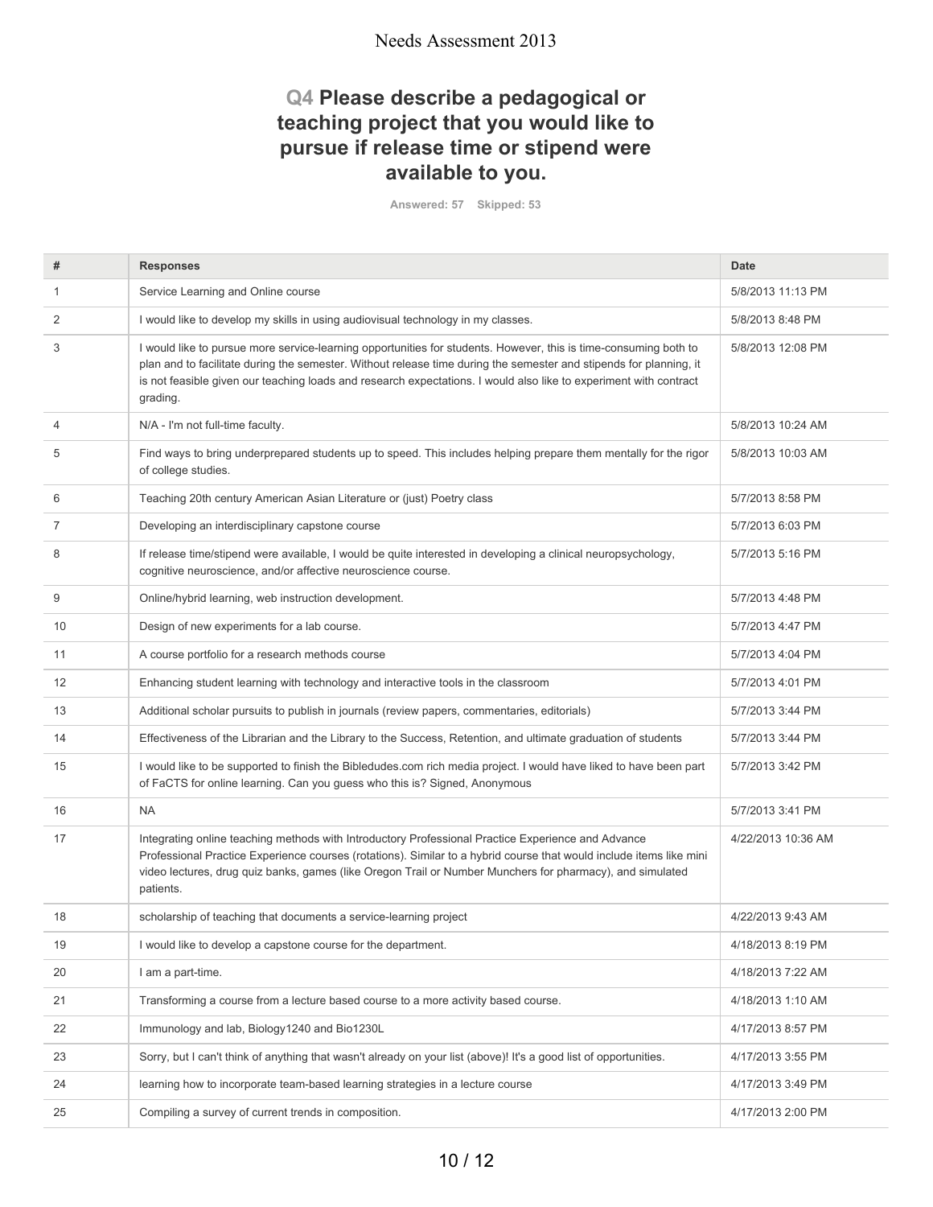## Q4 Please describe a pedagogical or teaching project that you would like to pursue if release time or stipend were available to you.

Answered: 57 Skipped: 53

| # | Responses | Date |
|---|---|---|
| 1 | Service Learning and Online course | 5/8/2013 11:13 PM |
| 2 | I would like to develop my skills in using audiovisual technology in my classes. | 5/8/2013 8:48 PM |
| 3 | I would like to pursue more service-learning opportunities for students. However, this is time-consuming both to plan and to facilitate during the semester. Without release time during the semester and stipends for planning, it is not feasible given our teaching loads and research expectations. I would also like to experiment with contract grading. | 5/8/2013 12:08 PM |
| 4 | N/A - I'm not full-time faculty. | 5/8/2013 10:24 AM |
| 5 | Find ways to bring underprepared students up to speed. This includes helping prepare them mentally for the rigor of college studies. | 5/8/2013 10:03 AM |
| 6 | Teaching 20th century American Asian Literature or (just) Poetry class | 5/7/2013 8:58 PM |
| 7 | Developing an interdisciplinary capstone course | 5/7/2013 6:03 PM |
| 8 | If release time/stipend were available, I would be quite interested in developing a clinical neuropsychology, cognitive neuroscience, and/or affective neuroscience course. | 5/7/2013 5:16 PM |
| 9 | Online/hybrid learning, web instruction development. | 5/7/2013 4:48 PM |
| 10 | Design of new experiments for a lab course. | 5/7/2013 4:47 PM |
| 11 | A course portfolio for a research methods course | 5/7/2013 4:04 PM |
| 12 | Enhancing student learning with technology and interactive tools in the classroom | 5/7/2013 4:01 PM |
| 13 | Additional scholar pursuits to publish in journals (review papers, commentaries, editorials) | 5/7/2013 3:44 PM |
| 14 | Effectiveness of the Librarian and the Library to the Success, Retention, and ultimate graduation of students | 5/7/2013 3:44 PM |
| 15 | I would like to be supported to finish the Bibledudes.com rich media project. I would have liked to have been part of FaCTS for online learning. Can you guess who this is? Signed, Anonymous | 5/7/2013 3:42 PM |
| 16 | NA | 5/7/2013 3:41 PM |
| 17 | Integrating online teaching methods with Introductory Professional Practice Experience and Advance Professional Practice Experience courses (rotations). Similar to a hybrid course that would include items like mini video lectures, drug quiz banks, games (like Oregon Trail or Number Munchers for pharmacy), and simulated patients. | 4/22/2013 10:36 AM |
| 18 | scholarship of teaching that documents a service-learning project | 4/22/2013 9:43 AM |
| 19 | I would like to develop a capstone course for the department. | 4/18/2013 8:19 PM |
| 20 | I am a part-time. | 4/18/2013 7:22 AM |
| 21 | Transforming a course from a lecture based course to a more activity based course. | 4/18/2013 1:10 AM |
| 22 | Immunology and lab, Biology1240 and Bio1230L | 4/17/2013 8:57 PM |
| 23 | Sorry, but I can't think of anything that wasn't already on your list (above)! It's a good list of opportunities. | 4/17/2013 3:55 PM |
| 24 | learning how to incorporate team-based learning strategies in a lecture course | 4/17/2013 3:49 PM |
| 25 | Compiling a survey of current trends in composition. | 4/17/2013 2:00 PM |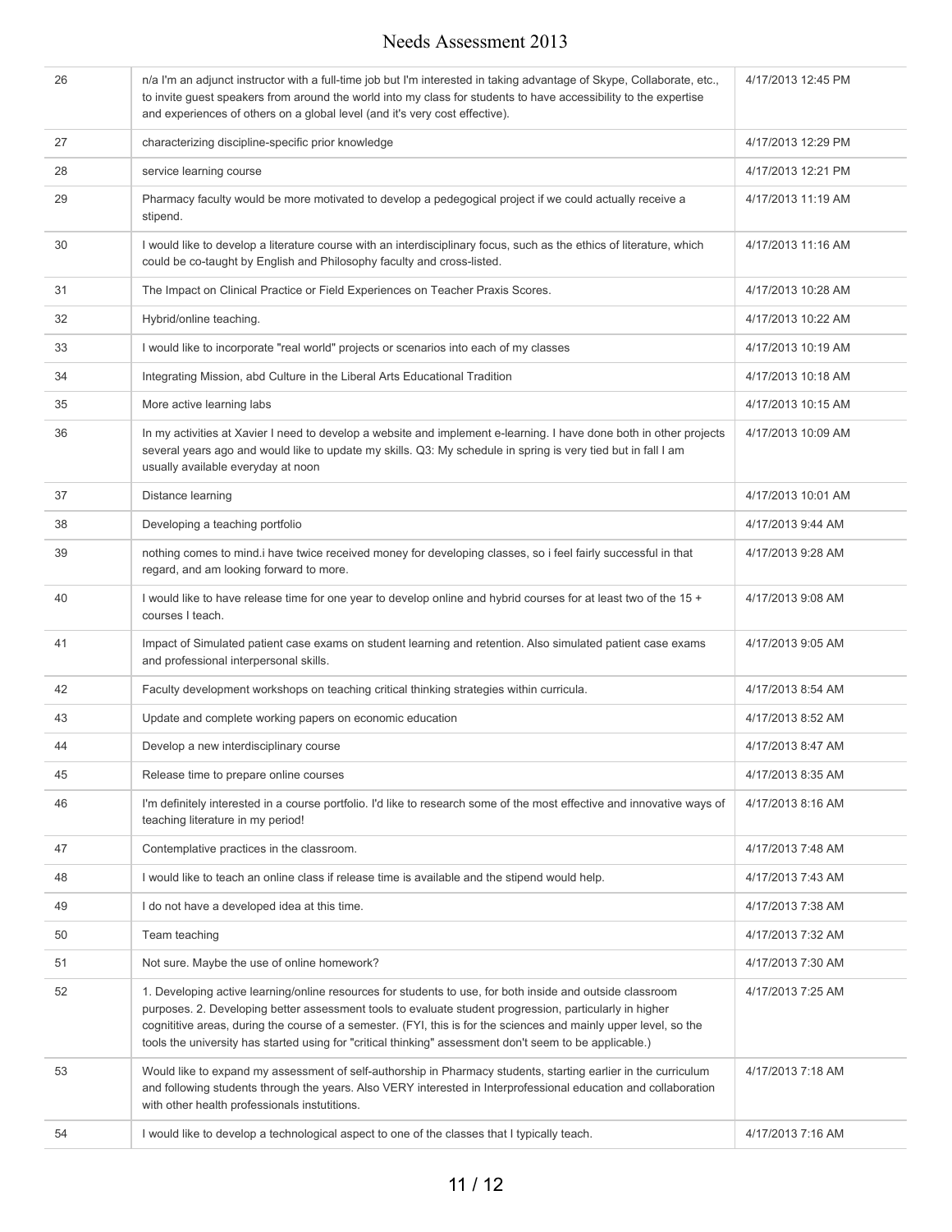| | | |
|---|---|---|
| 26 | n/a I'm an adjunct instructor with a full-time job but I'm interested in taking advantage of Skype, Collaborate, etc., to invite guest speakers from around the world into my class for students to have accessibility to the expertise and experiences of others on a global level (and it's very cost effective). | 4/17/2013 12:45 PM |
| 27 | characterizing discipline-specific prior knowledge | 4/17/2013 12:29 PM |
| 28 | service learning course | 4/17/2013 12:21 PM |
| 29 | Pharmacy faculty would be more motivated to develop a pedegogical project if we could actually receive a stipend. | 4/17/2013 11:19 AM |
| 30 | I would like to develop a literature course with an interdisciplinary focus, such as the ethics of literature, which could be co-taught by English and Philosophy faculty and cross-listed. | 4/17/2013 11:16 AM |
| 31 | The Impact on Clinical Practice or Field Experiences on Teacher Praxis Scores. | 4/17/2013 10:28 AM |
| 32 | Hybrid/online teaching. | 4/17/2013 10:22 AM |
| 33 | I would like to incorporate "real world" projects or scenarios into each of my classes | 4/17/2013 10:19 AM |
| 34 | Integrating Mission, abd Culture in the Liberal Arts Educational Tradition | 4/17/2013 10:18 AM |
| 35 | More active learning labs | 4/17/2013 10:15 AM |
| 36 | In my activities at Xavier I need to develop a website and implement e-learning. I have done both in other projects several years ago and would like to update my skills. Q3: My schedule in spring is very tied but in fall I am usually available everyday at noon | 4/17/2013 10:09 AM |
| 37 | Distance learning | 4/17/2013 10:01 AM |
| 38 | Developing a teaching portfolio | 4/17/2013 9:44 AM |
| 39 | nothing comes to mind.i have twice received money for developing classes, so i feel fairly successful in that regard, and am looking forward to more. | 4/17/2013 9:28 AM |
| 40 | I would like to have release time for one year to develop online and hybrid courses for at least two of the 15 + courses I teach. | 4/17/2013 9:08 AM |
| 41 | Impact of Simulated patient case exams on student learning and retention. Also simulated patient case exams and professional interpersonal skills. | 4/17/2013 9:05 AM |
| 42 | Faculty development workshops on teaching critical thinking strategies within curricula. | 4/17/2013 8:54 AM |
| 43 | Update and complete working papers on economic education | 4/17/2013 8:52 AM |
| 44 | Develop a new interdisciplinary course | 4/17/2013 8:47 AM |
| 45 | Release time to prepare online courses | 4/17/2013 8:35 AM |
| 46 | I'm definitely interested in a course portfolio. I'd like to research some of the most effective and innovative ways of teaching literature in my period! | 4/17/2013 8:16 AM |
| 47 | Contemplative practices in the classroom. | 4/17/2013 7:48 AM |
| 48 | I would like to teach an online class if release time is available and the stipend would help. | 4/17/2013 7:43 AM |
| 49 | I do not have a developed idea at this time. | 4/17/2013 7:38 AM |
| 50 | Team teaching | 4/17/2013 7:32 AM |
| 51 | Not sure. Maybe the use of online homework? | 4/17/2013 7:30 AM |
| 52 | 1. Developing active learning/online resources for students to use, for both inside and outside classroom purposes. 2. Developing better assessment tools to evaluate student progression, particularly in higher cognititive areas, during the course of a semester. (FYI, this is for the sciences and mainly upper level, so the tools the university has started using for "critical thinking" assessment don't seem to be applicable.) | 4/17/2013 7:25 AM |
| 53 | Would like to expand my assessment of self-authorship in Pharmacy students, starting earlier in the curriculum and following students through the years. Also VERY interested in Interprofessional education and collaboration with other health professionals instutitions. | 4/17/2013 7:18 AM |
| 54 | I would like to develop a technological aspect to one of the classes that I typically teach. | 4/17/2013 7:16 AM |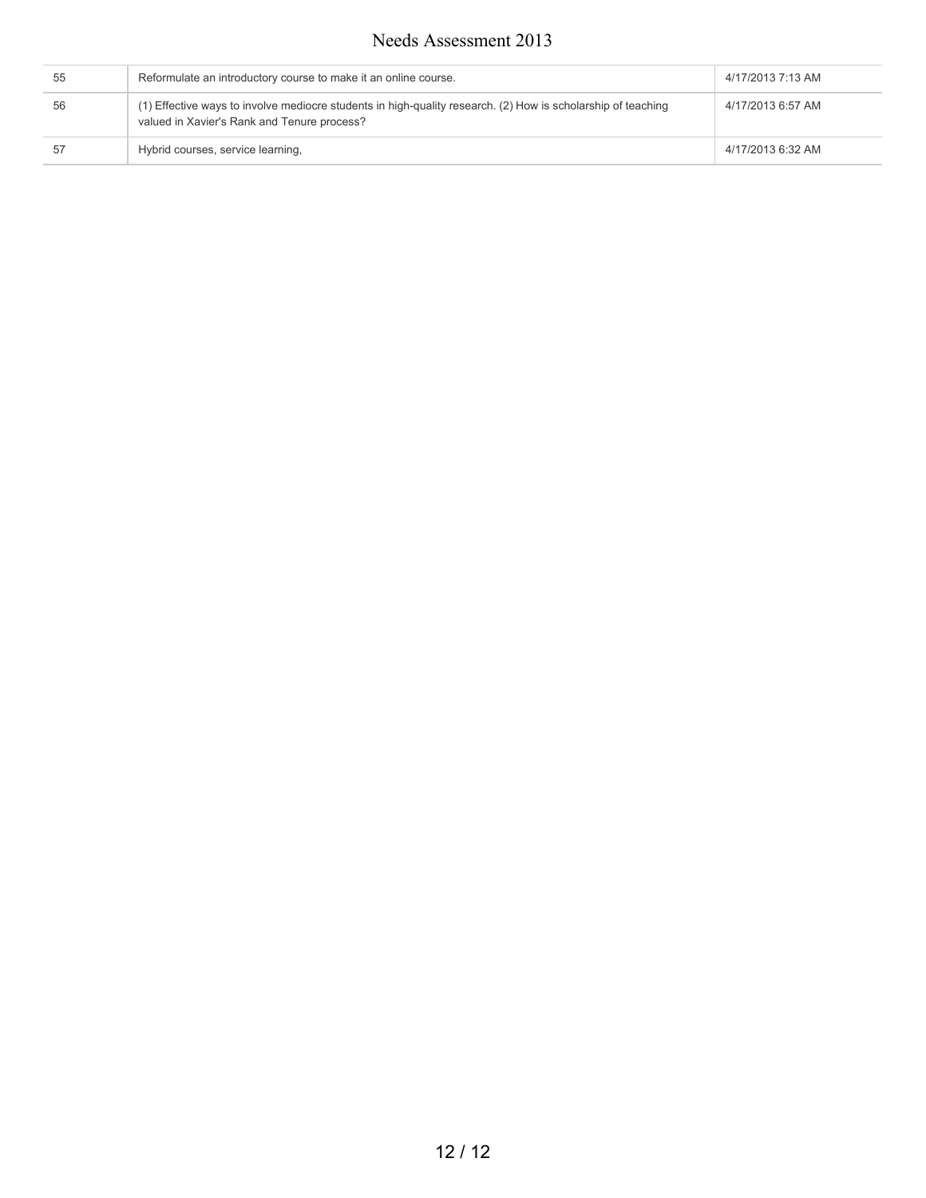| | | |
|---|---|---|
| 55 | Reformulate an introductory course to make it an online course. | 4/17/2013 7:13 AM |
| 56 | (1) Effective ways to involve mediocre students in high-quality research. (2) How is scholarship of teaching valued in Xavier's Rank and Tenure process? | 4/17/2013 6:57 AM |
| 57 | Hybrid courses, service learning, | 4/17/2013 6:32 AM |